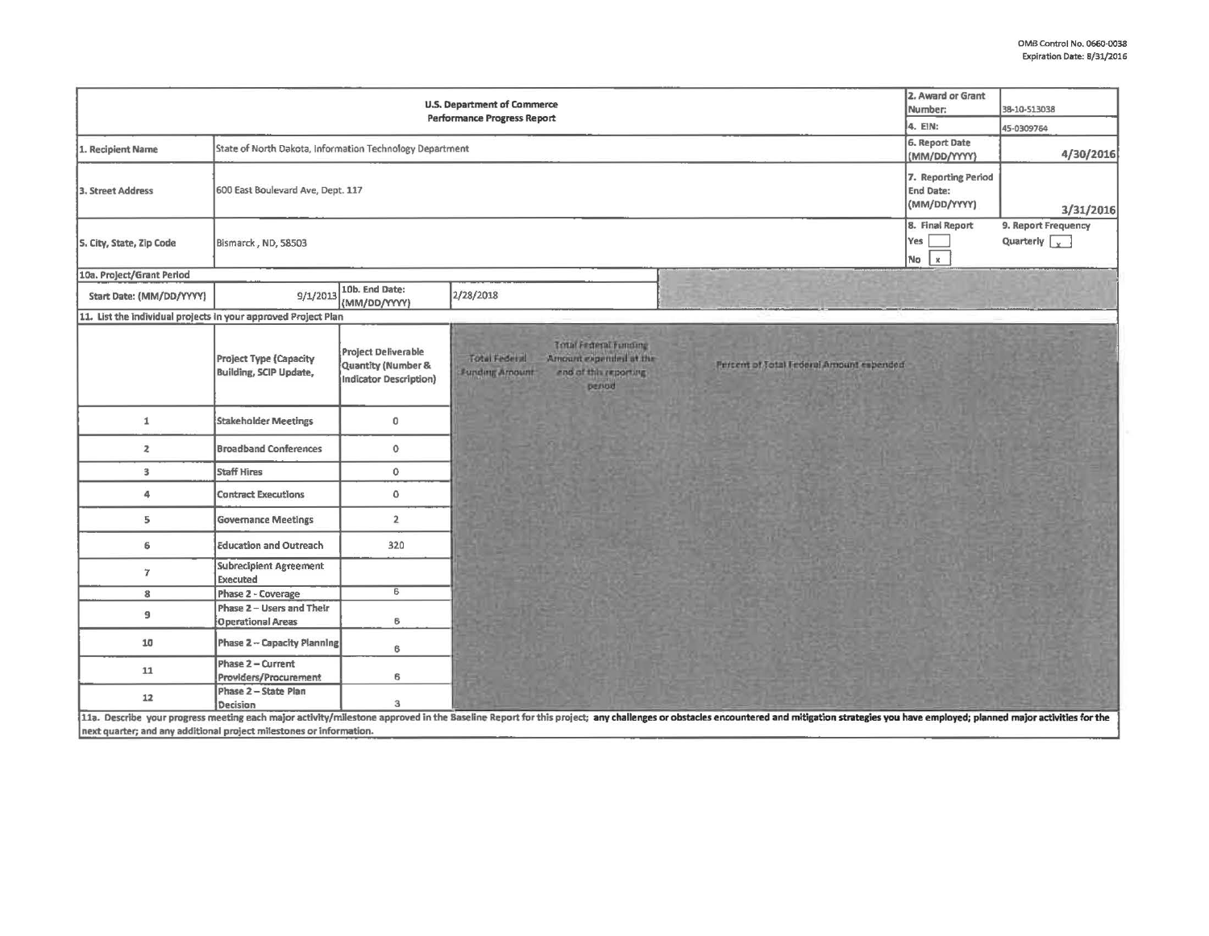OMB Control No. 0660-0038
Expiration Date: 8/31/2016

| U.S. Department of Commerce Performance Progress Report | | 2. Award or Grant Number: | 38-10-513038 |
|---|---|---|---|
| | | 4. EIN: | 45-0309764 |
| 1. Recipient Name | State of North Dakota, Information Technology Department | 6. Report Date (MM/DD/YYYY) | 4/30/2016 |
| 3. Street Address | 600 East Boulevard Ave, Dept. 117 | 7. Reporting Period End Date: (MM/DD/YYYY) | 3/31/2016 |
| 5. City, State, Zip Code | Bismarck, ND, 58503 | 8. Final Report Yes [ ] No [x] | 9. Report Frequency Quarterly [x] |

10a. Project/Grant Period

| Start Date: (MM/DD/YYYY) | 9/1/2013 | 10b. End Date: (MM/DD/YYYY) | 2/28/2018 |
|---|---|---|---|

11. List the individual projects in your approved Project Plan

| | Project Type (Capacity Building, SCIP Update, | Project Deliverable Quantity (Number & Indicator Description) | Total Federal Funding Amount | Total Federal Funding Amount expended at the end of this reporting period | Percent of Total Federal Amount expended |
|---|---|---|---|---|---|
| 1 | Stakeholder Meetings | 0 | | | |
| 2 | Broadband Conferences | 0 | | | |
| 3 | Staff Hires | 0 | | | |
| 4 | Contract Executions | 0 | | | |
| 5 | Governance Meetings | 2 | | | |
| 6 | Education and Outreach | 320 | | | |
| 7 | Subrecipient Agreement Executed | | | | |
| 8 | Phase 2 - Coverage | 6 | | | |
| 9 | Phase 2 – Users and Their Operational Areas | 6 | | | |
| 10 | Phase 2 – Capacity Planning | 6 | | | |
| 11 | Phase 2 – Current Providers/Procurement | 6 | | | |
| 12 | Phase 2 – State Plan Decision | 3 | | | |

11a. Describe your progress meeting each major activity/milestone approved in the Baseline Report for this project; **any challenges or obstacles encountered and mitigation strategies you have employed; planned major activities for the next quarter; and any additional project milestones or information.**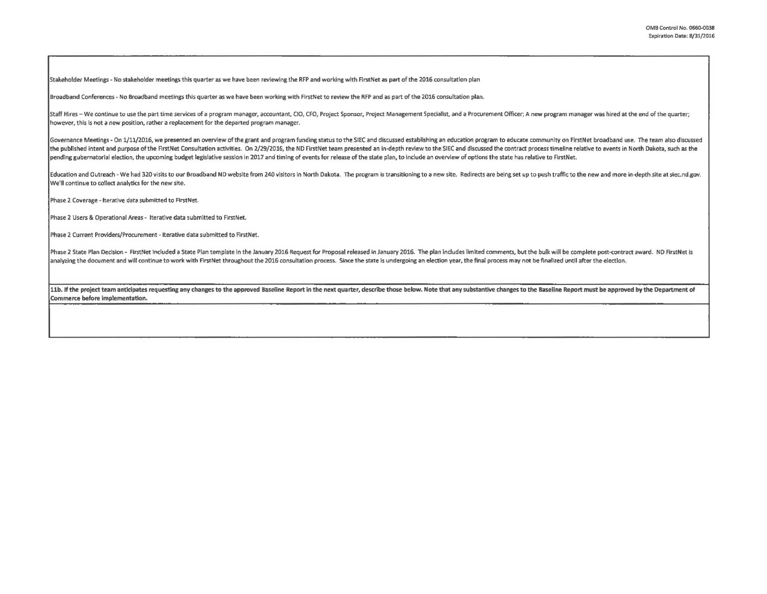OMB Control No. 0660-0038
Expiration Date: 8/31/2016

Stakeholder Meetings - No stakeholder meetings this quarter as we have been reviewing the RFP and working with FirstNet as part of the 2016 consultation plan

Broadband Conferences - No Broadband meetings this quarter as we have been working with FirstNet to review the RFP and as part of the 2016 consultation plan.

Staff Hires – We continue to use the part time services of a program manager, accountant, CIO, CFO, Project Sponsor, Project Management Specialist, and a Procurement Officer; A new program manager was hired at the end of the quarter; however, this is not a new position, rather a replacement for the departed program manager.

Governance Meetings - On 1/11/2016, we presented an overview of the grant and program funding status to the SIEC and discussed establishing an education program to educate community on FirstNet broadband use. The team also discussed the published intent and purpose of the FirstNet Consultation activities. On 2/29/2016, the ND FirstNet team presented an in-depth review to the SIEC and discussed the contract process timeline relative to events in North Dakota, such as the pending gubernatorial election, the upcoming budget legislative session in 2017 and timing of events for release of the state plan, to include an overview of options the state has relative to FirstNet.

Education and Outreach - We had 320 visits to our Broadband ND website from 240 visitors in North Dakota. The program is transitioning to a new site. Redirects are being set up to push traffic to the new and more in-depth site at siec.nd.gov. We'll continue to collect analytics for the new site.

Phase 2 Coverage - Iterative data submitted to FirstNet.

Phase 2 Users & Operational Areas - Iterative data submitted to FirstNet.

Phase 2 Current Providers/Procurement - Iterative data submitted to FirstNet.

Phase 2 State Plan Decision - FirstNet included a State Plan template in the January 2016 Request for Proposal released in January 2016. The plan includes limited comments, but the bulk will be complete post-contract award. ND FirstNet is analyzing the document and will continue to work with FirstNet throughout the 2016 consultation process. Since the state is undergoing an election year, the final process may not be finalized until after the election.

**11b. If the project team anticipates requesting any changes to the approved Baseline Report in the next quarter, describe those below. Note that any substantive changes to the Baseline Report must be approved by the Department of Commerce before implementation.**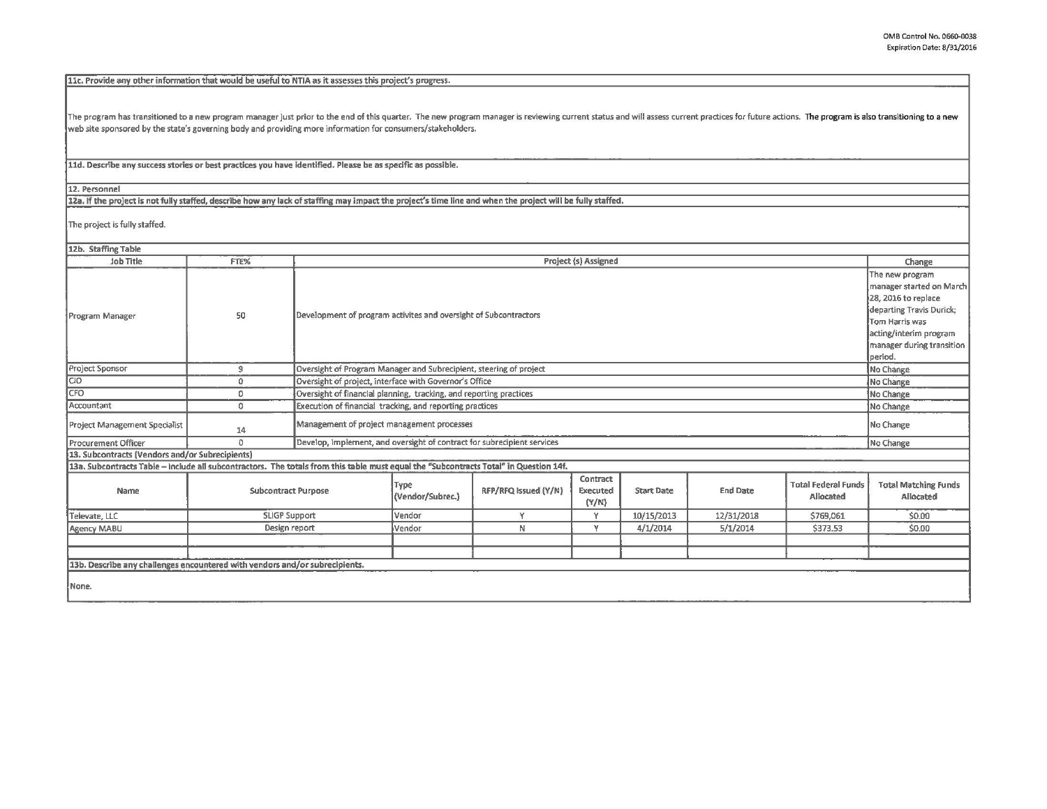**11c. Provide any other information that would be useful to NTIA as it assesses this project's progress.**

The program has transitioned to a new program manager just prior to the end of this quarter. The new program manager is reviewing current status and will assess current practices for future actions. The program is also transitioning to a new web site sponsored by the state's governing body and providing more information for consumers/stakeholders.

**11d. Describe any success stories or best practices you have identified. Please be as specific as possible.**

**12. Personnel**

**12a. If the project is not fully staffed, describe how any lack of staffing may impact the project's time line and when the project will be fully staffed.**

The project is fully staffed.

**12b. Staffing Table**

| Job Title | FTE% | Project (s) Assigned | Change |
|---|---|---|---|
| Program Manager | 50 | Development of program activites and oversight of Subcontractors | The new program manager started on March 28, 2016 to replace departing Travis Durick; Tom Harris was acting/interim program manager during transition period. |
| Project Sponsor | 9 | Oversight of Program Manager and Subrecipient, steering of project | No Change |
| CIO | 0 | Oversight of project, interface with Governor's Office | No Change |
| CFO | 0 | Oversight of financial planning, tracking, and reporting practices | No Change |
| Accountant | 0 | Execution of financial tracking, and reporting practices | No Change |
| Project Management Specialist | 14 | Management of project management processes | No Change |
| Procurement Officer | 0 | Develop, implement, and oversight of contract for subrecipient services | No Change |

**13. Subcontracts (Vendors and/or Subrecipients)**

**13a. Subcontracts Table – include all subcontractors. The totals from this table must equal the "Subcontracts Total" in Question 14f.**

| Name | Subcontract Purpose | Type (Vendor/Subrec.) | RFP/RFQ Issued (Y/N) | Contract Executed (Y/N) | Start Date | End Date | Total Federal Funds Allocated | Total Matching Funds Allocated |
|---|---|---|---|---|---|---|---|---|
| Televate, LLC | SLIGP Support | Vendor | Y | Y | 10/15/2013 | 12/31/2018 | $769,061 | $0.00 |
| Agency MABU | Design report | Vendor | N | Y | 4/1/2014 | 5/1/2014 | $373.53 | $0.00 |
| | | | | | | | | |
| | | | | | | | | |

**13b. Describe any challenges encountered with vendors and/or subrecipients.**

None.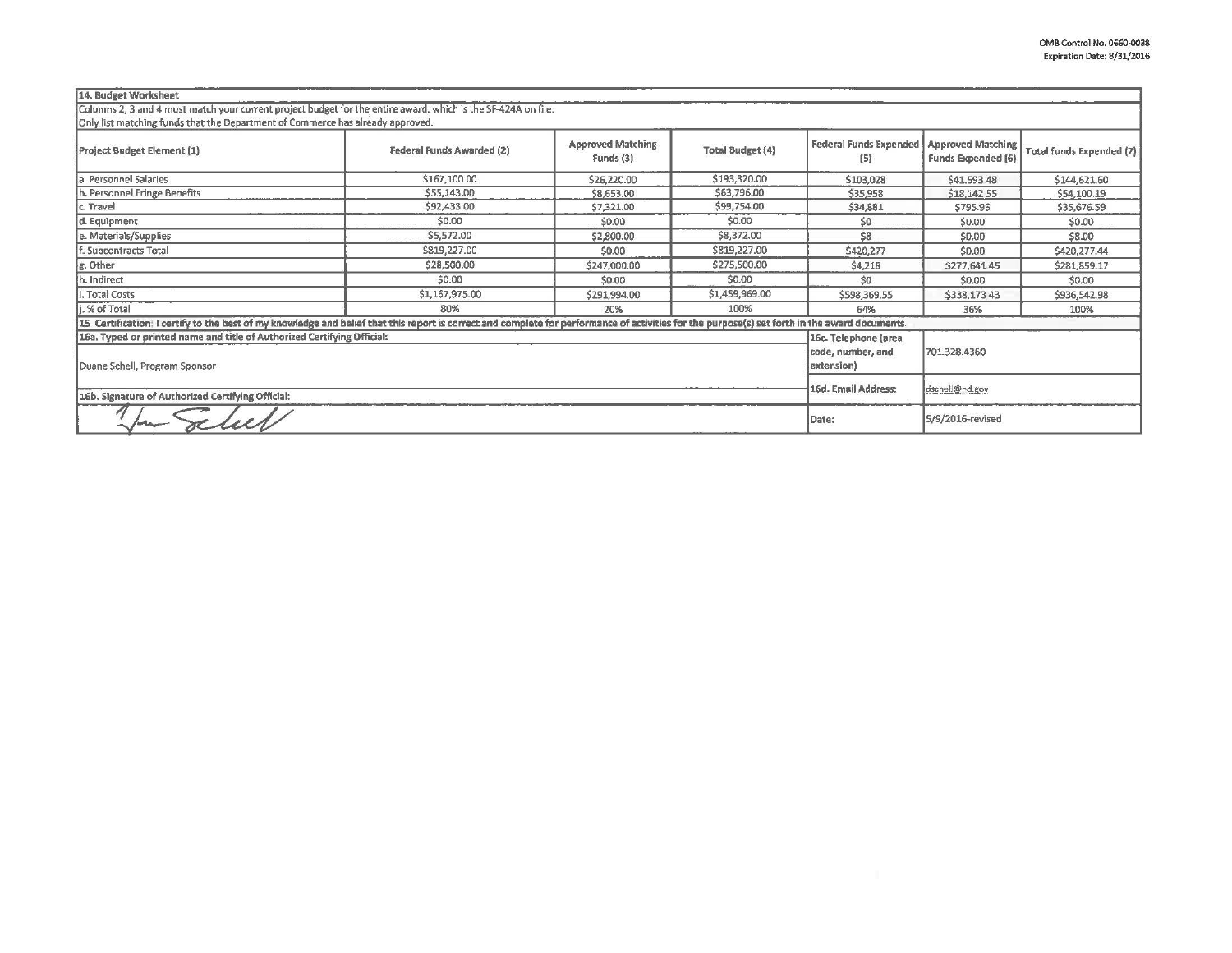OMB Control No. 0660-0038
Expiration Date: 8/31/2016

| 14. Budget Worksheet | | | | | | |
|---|---|---|---|---|---|---|
| Columns 2, 3 and 4 must match your current project budget for the entire award, which is the SF-424A on file. Only list matching funds that the Department of Commerce has already approved. | | | | | | |
| Project Budget Element (1) | Federal Funds Awarded (2) | Approved Matching Funds (3) | Total Budget (4) | Federal Funds Expended (5) | Approved Matching Funds Expended (6) | Total funds Expended (7) |
| a. Personnel Salaries | $167,100.00 | $26,220.00 | $193,320.00 | $103,028 | $41,593.48 | $144,621.60 |
| b. Personnel Fringe Benefits | $55,143.00 | $8,653.00 | $63,796.00 | $35,958 | $18,142.55 | $54,100.19 |
| c. Travel | $92,433.00 | $7,321.00 | $99,754.00 | $34,881 | $795.96 | $35,676.59 |
| d. Equipment | $0.00 | $0.00 | $0.00 | $0 | $0.00 | $0.00 |
| e. Materials/Supplies | $5,572.00 | $2,800.00 | $8,372.00 | $8 | $0.00 | $8.00 |
| f. Subcontracts Total | $819,227.00 | $0.00 | $819,227.00 | $420,277 | $0.00 | $420,277.44 |
| g. Other | $28,500.00 | $247,000.00 | $275,500.00 | $4,218 | $277,641.45 | $281,859.17 |
| h. Indirect | $0.00 | $0.00 | $0.00 | $0 | $0.00 | $0.00 |
| i. Total Costs | $1,167,975.00 | $291,994.00 | $1,459,969.00 | $598,369.55 | $338,173.43 | $936,542.98 |
| j. % of Total | 80% | 20% | 100% | 64% | 36% | 100% |

15 Certification: I certify to the best of my knowledge and belief that this report is correct and complete for performance of activities for the purpose(s) set forth in the award documents.

| | | |
|---|---|---|
| 16a. Typed or printed name and title of Authorized Certifying Official: Duane Schell, Program Sponsor | 16c. Telephone (area code, number, and extension) | 701.328.4360 |
| 16b. Signature of Authorized Certifying Official: | 16d. Email Address: | dschell@nd.gov |
| | Date: | 5/9/2016-revised |